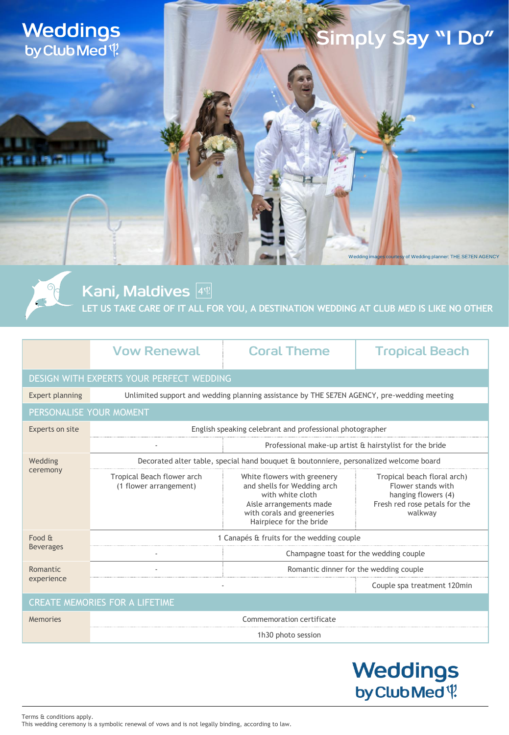# Weddings by Club Med

## Simply Say "I Do"

Wedding images courtesy of Wedding planner: THE SE7EN AGENCY

## Kani, Maldives 4

LET US TAKE CARE OF IT ALL FOR YOU, A DESTINATION WEDDING AT CLUB MED IS LIKE NO OTHER

| | Vow Renewal | Coral Theme | Tropical Beach |
|---|---|---|---|
| **DESIGN WITH EXPERTS YOUR PERFECT WEDDING** | | | |
| Expert planning | Unlimited support and wedding planning assistance by THE SE7EN AGENCY, pre-wedding meeting | | |
| **PERSONALISE YOUR MOMENT** | | | |
| Experts on site | English speaking celebrant and professional photographer | | |
| | - | Professional make-up artist & hairstylist for the bride | |
| Wedding ceremony | Decorated alter table, special hand bouquet & boutonniere, personalized welcome board | | |
| | Tropical Beach flower arch (1 flower arrangement) | White flowers with greenery and shells for Wedding arch with white cloth<br>Aisle arrangements made with corals and greeneries<br>Hairpiece for the bride | Tropical beach floral arch)<br>Flower stands with hanging flowers (4)<br>Fresh red rose petals for the walkway |
| Food & Beverages | 1 Canapés & fruits for the wedding couple | | |
| | - | Champagne toast for the wedding couple | |
| Romantic experience | - | Romantic dinner for the wedding couple | |
| | - | | Couple spa treatment 120min |
| **CREATE MEMORIES FOR A LIFETIME** | | | |
| Memories | Commemoration certificate | | |
| | 1h30 photo session | | |

Weddings by Club Med

Terms & conditions apply.
This wedding ceremony is a symbolic renewal of vows and is not legally binding, according to law.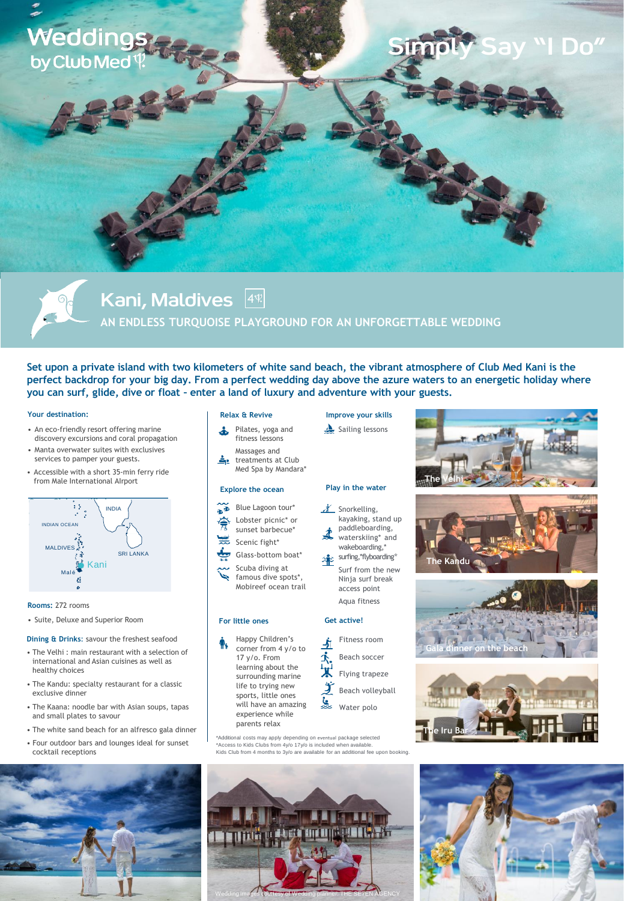# Weddings by Club Med

## Simply Say "I Do"

# Kani, Maldives

## AN ENDLESS TURQUOISE PLAYGROUND FOR AN UNFORGETTABLE WEDDING

**Set upon a private island with two kilometers of white sand beach, the vibrant atmosphere of Club Med Kani is the perfect backdrop for your big day. From a perfect wedding day above the azure waters to an energetic holiday where you can surf, glide, dive or float – enter a land of luxury and adventure with your guests.**

### Your destination:

- An eco-friendly resort offering marine discovery excursions and coral propagation
- Manta overwater suites with exclusives services to pamper your guests.
- Accessible with a short 35-min ferry ride from Male International Airport

INDIA
INDIAN OCEAN
MALDIVES
SRI LANKA
Kani
Malé

**Rooms:** 272 rooms

- Suite, Deluxe and Superior Room

**Dining & Drinks**: savour the freshest seafood

- The Velhi : main restaurant with a selection of international and Asian cuisines as well as healthy choices
- The Kandu: specialty restaurant for a classic exclusive dinner
- The Kaana: noodle bar with Asian soups, tapas and small plates to savour
- The white sand beach for an alfresco gala dinner
- Four outdoor bars and lounges ideal for sunset cocktail receptions

### Relax & Revive

- Pilates, yoga and fitness lessons
- Massages and treatments at Club Med Spa by Mandara*

### Improve your skills

- Sailing lessons

### Explore the ocean

- Blue Lagoon tour*
- Lobster picnic* or sunset barbecue*
- Scenic fight*
- Glass-bottom boat*
- Scuba diving at famous dive spots*, Mobireef ocean trail

### Play in the water

- Snorkelling, kayaking, stand up paddleboarding, waterskiing* and wakeboarding,* surfing,*flyboarding*
- Surf from the new Ninja surf break access point
- Aqua fitness

### For little ones

- Happy Children's corner from 4 y/o to 17 y/o. From learning about the surrounding marine life to trying new sports, little ones will have an amazing experience while parents relax

### Get active!

- Fitness room
- Beach soccer
- Flying trapeze
- Beach volleyball
- Water polo

*Additional costs may apply depending on eventual package selected
*Access to Kids Clubs from 4y/o 17y/o is included when available.
Kids Club from 4 months to 3y/o are available for an additional fee upon booking.

The Velhi

The Kandu

Gala dinner on the beach

The Iru Bar

Wedding images courtesy of Wedding planner: THE SEVEN AGENCY